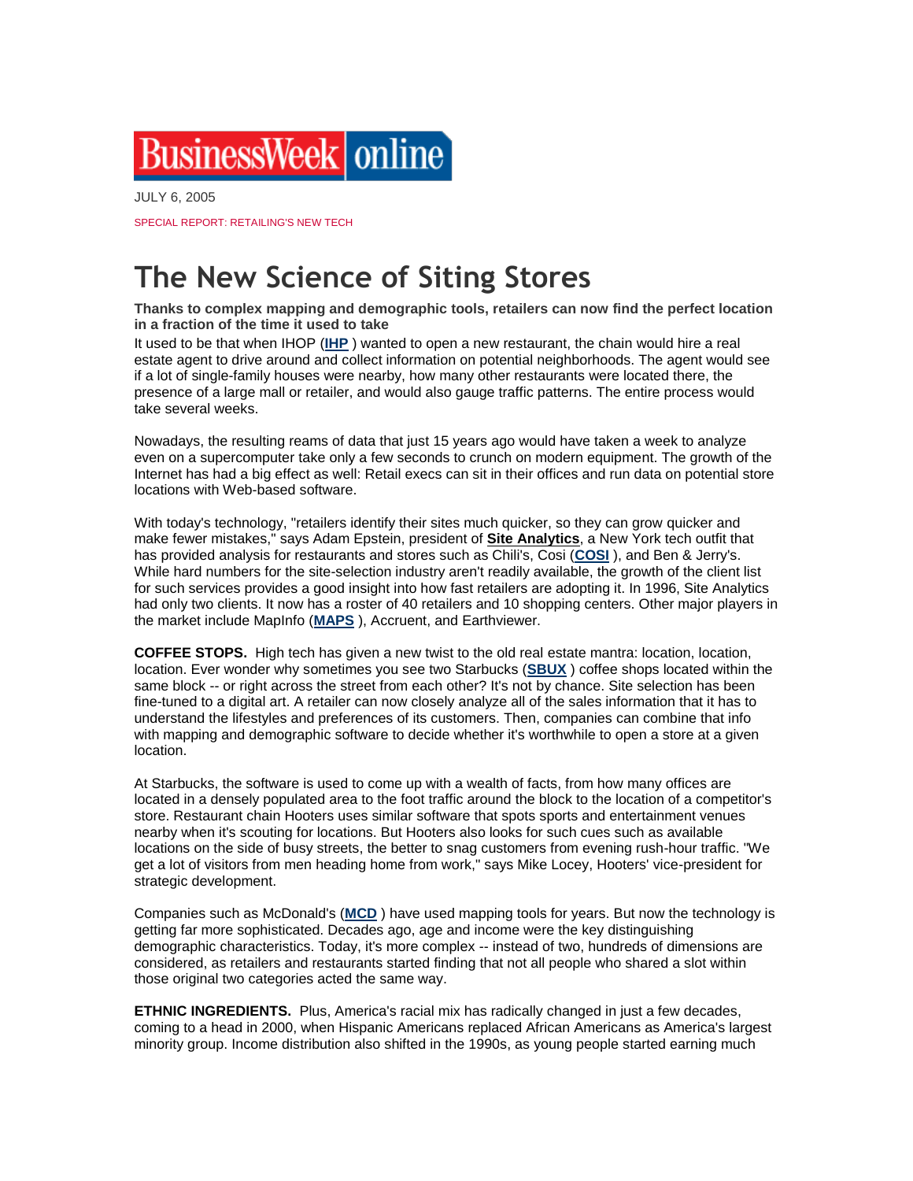BusinessWeek online

JULY 6, 2005

SPECIAL REPORT: RETAILING'S NEW TECH

# The New Science of Siting Stores

**Thanks to complex mapping and demographic tools, retailers can now find the perfect location in a fraction of the time it used to take**

It used to be that when IHOP (**IHP** ) wanted to open a new restaurant, the chain would hire a real estate agent to drive around and collect information on potential neighborhoods. The agent would see if a lot of single-family houses were nearby, how many other restaurants were located there, the presence of a large mall or retailer, and would also gauge traffic patterns. The entire process would take several weeks.

Nowadays, the resulting reams of data that just 15 years ago would have taken a week to analyze even on a supercomputer take only a few seconds to crunch on modern equipment. The growth of the Internet has had a big effect as well: Retail execs can sit in their offices and run data on potential store locations with Web-based software.

With today's technology, "retailers identify their sites much quicker, so they can grow quicker and make fewer mistakes," says Adam Epstein, president of **Site Analytics**, a New York tech outfit that has provided analysis for restaurants and stores such as Chili's, Cosi (**COSI** ), and Ben & Jerry's. While hard numbers for the site-selection industry aren't readily available, the growth of the client list for such services provides a good insight into how fast retailers are adopting it. In 1996, Site Analytics had only two clients. It now has a roster of 40 retailers and 10 shopping centers. Other major players in the market include MapInfo (**MAPS** ), Accruent, and Earthviewer.

**COFFEE STOPS.** High tech has given a new twist to the old real estate mantra: location, location, location. Ever wonder why sometimes you see two Starbucks (**SBUX** ) coffee shops located within the same block -- or right across the street from each other? It's not by chance. Site selection has been fine-tuned to a digital art. A retailer can now closely analyze all of the sales information that it has to understand the lifestyles and preferences of its customers. Then, companies can combine that info with mapping and demographic software to decide whether it's worthwhile to open a store at a given location.

At Starbucks, the software is used to come up with a wealth of facts, from how many offices are located in a densely populated area to the foot traffic around the block to the location of a competitor's store. Restaurant chain Hooters uses similar software that spots sports and entertainment venues nearby when it's scouting for locations. But Hooters also looks for such cues such as available locations on the side of busy streets, the better to snag customers from evening rush-hour traffic. "We get a lot of visitors from men heading home from work," says Mike Locey, Hooters' vice-president for strategic development.

Companies such as McDonald's (**MCD** ) have used mapping tools for years. But now the technology is getting far more sophisticated. Decades ago, age and income were the key distinguishing demographic characteristics. Today, it's more complex -- instead of two, hundreds of dimensions are considered, as retailers and restaurants started finding that not all people who shared a slot within those original two categories acted the same way.

**ETHNIC INGREDIENTS.** Plus, America's racial mix has radically changed in just a few decades, coming to a head in 2000, when Hispanic Americans replaced African Americans as America's largest minority group. Income distribution also shifted in the 1990s, as young people started earning much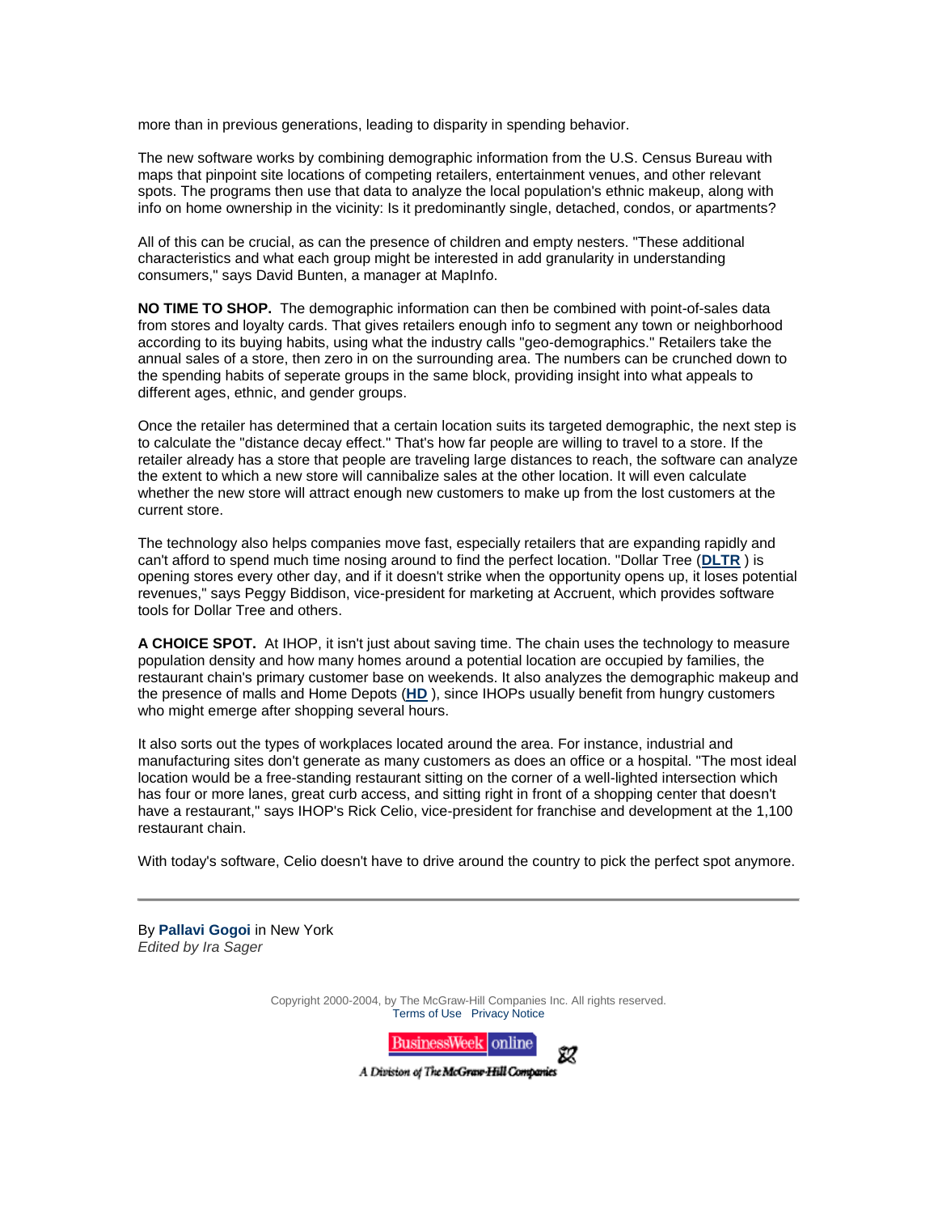more than in previous generations, leading to disparity in spending behavior.

The new software works by combining demographic information from the U.S. Census Bureau with maps that pinpoint site locations of competing retailers, entertainment venues, and other relevant spots. The programs then use that data to analyze the local population's ethnic makeup, along with info on home ownership in the vicinity: Is it predominantly single, detached, condos, or apartments?

All of this can be crucial, as can the presence of children and empty nesters. "These additional characteristics and what each group might be interested in add granularity in understanding consumers," says David Bunten, a manager at MapInfo.

**NO TIME TO SHOP.** The demographic information can then be combined with point-of-sales data from stores and loyalty cards. That gives retailers enough info to segment any town or neighborhood according to its buying habits, using what the industry calls "geo-demographics." Retailers take the annual sales of a store, then zero in on the surrounding area. The numbers can be crunched down to the spending habits of seperate groups in the same block, providing insight into what appeals to different ages, ethnic, and gender groups.

Once the retailer has determined that a certain location suits its targeted demographic, the next step is to calculate the "distance decay effect." That's how far people are willing to travel to a store. If the retailer already has a store that people are traveling large distances to reach, the software can analyze the extent to which a new store will cannibalize sales at the other location. It will even calculate whether the new store will attract enough new customers to make up from the lost customers at the current store.

The technology also helps companies move fast, especially retailers that are expanding rapidly and can't afford to spend much time nosing around to find the perfect location. "Dollar Tree (**DLTR** ) is opening stores every other day, and if it doesn't strike when the opportunity opens up, it loses potential revenues," says Peggy Biddison, vice-president for marketing at Accruent, which provides software tools for Dollar Tree and others.

**A CHOICE SPOT.** At IHOP, it isn't just about saving time. The chain uses the technology to measure population density and how many homes around a potential location are occupied by families, the restaurant chain's primary customer base on weekends. It also analyzes the demographic makeup and the presence of malls and Home Depots (**HD** ), since IHOPs usually benefit from hungry customers who might emerge after shopping several hours.

It also sorts out the types of workplaces located around the area. For instance, industrial and manufacturing sites don't generate as many customers as does an office or a hospital. "The most ideal location would be a free-standing restaurant sitting on the corner of a well-lighted intersection which has four or more lanes, great curb access, and sitting right in front of a shopping center that doesn't have a restaurant," says IHOP's Rick Celio, vice-president for franchise and development at the 1,100 restaurant chain.

With today's software, Celio doesn't have to drive around the country to pick the perfect spot anymore.

---

By **Pallavi Gogoi** in New York
*Edited by Ira Sager*

Copyright 2000-2004, by The McGraw-Hill Companies Inc. All rights reserved.
Terms of Use Privacy Notice

BusinessWeek online
A Division of The McGraw-Hill Companies